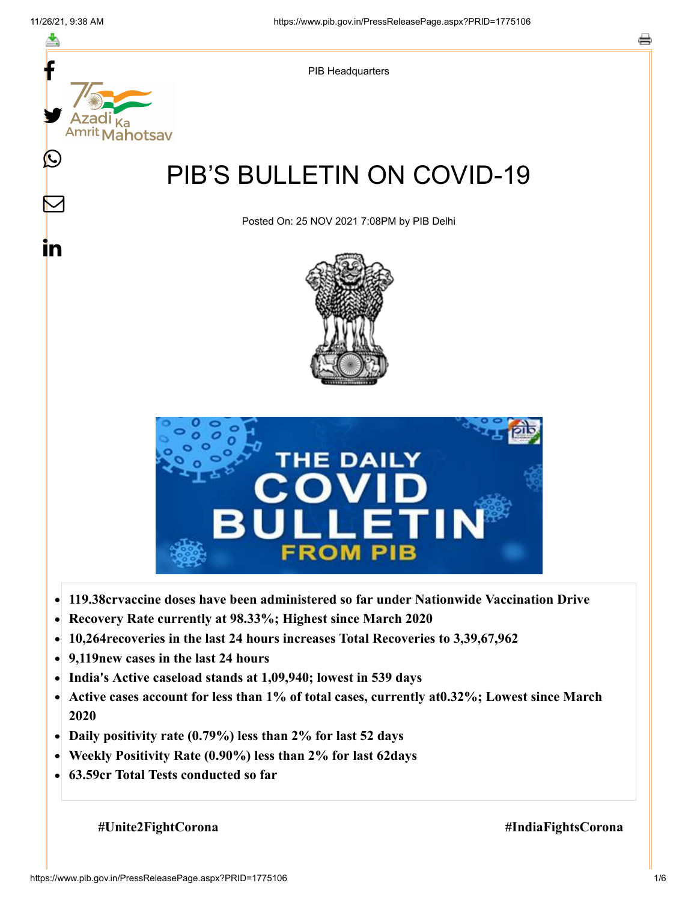PIB Headquarters

# PIB'S BULLETIN ON COVID-19

Posted On: 25 NOV 2021 7:08PM by PIB Delhi

- **119.38crvaccine doses have been administered so far under Nationwide Vaccination Drive**
- **Recovery Rate currently at 98.33%; Highest since March 2020**
- **10,264recoveries in the last 24 hours increases Total Recoveries to 3,39,67,962**
- **9,119new cases in the last 24 hours**
- **India's Active caseload stands at 1,09,940; lowest in 539 days**
- **Active cases account for less than 1% of total cases, currently at0.32%; Lowest since March 2020**
- **Daily positivity rate (0.79%) less than 2% for last 52 days**
- **Weekly Positivity Rate (0.90%) less than 2% for last 62days**
- **63.59cr Total Tests conducted so far**

**#Unite2FightCorona** **#IndiaFightsCorona**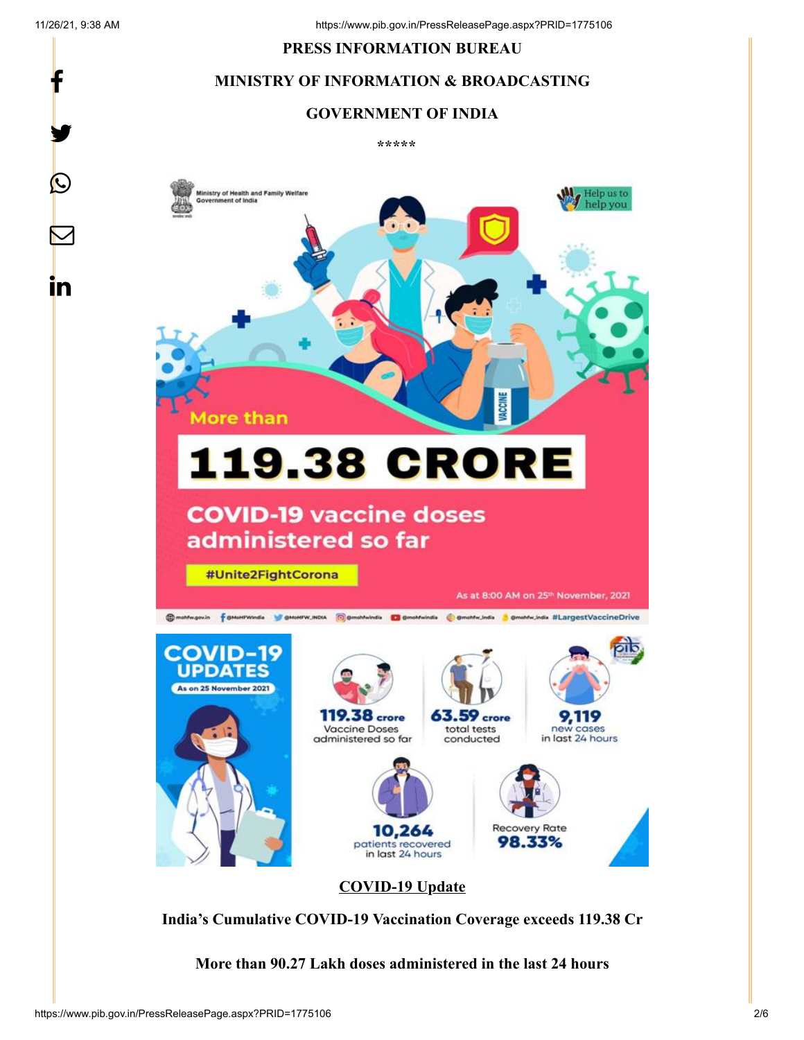**PRESS INFORMATION BUREAU**

**MINISTRY OF INFORMATION & BROADCASTING**

**GOVERNMENT OF INDIA**

\*\*\*\*\*

**COVID-19 Update**

**India's Cumulative COVID-19 Vaccination Coverage exceeds 119.38 Cr**

**More than 90.27 Lakh doses administered in the last 24 hours**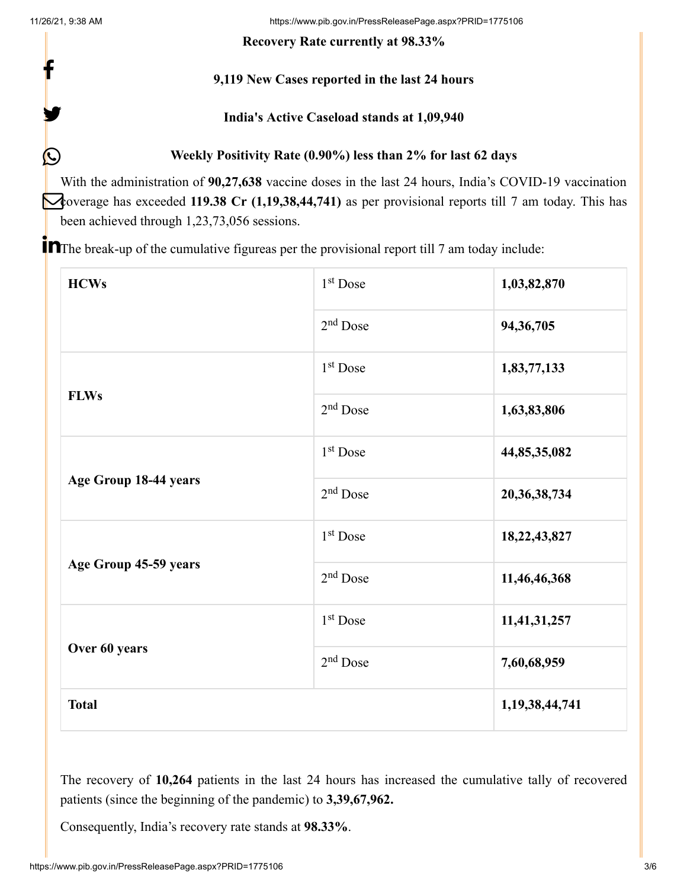**Recovery Rate currently at 98.33%**

**9,119 New Cases reported in the last 24 hours**

**India's Active Caseload stands at 1,09,940**

**Weekly Positivity Rate (0.90%) less than 2% for last 62 days**

With the administration of **90,27,638** vaccine doses in the last 24 hours, India's COVID-19 vaccination coverage has exceeded **119.38 Cr (1,19,38,44,741)** as per provisional reports till 7 am today. This has been achieved through 1,23,73,056 sessions.

The break-up of the cumulative figureas per the provisional report till 7 am today include:

| | | |
|---|---|---|
| **HCWs** | 1st Dose | **1,03,82,870** |
| | 2nd Dose | **94,36,705** |
| **FLWs** | 1st Dose | **1,83,77,133** |
| | 2nd Dose | **1,63,83,806** |
| **Age Group 18-44 years** | 1st Dose | **44,85,35,082** |
| | 2nd Dose | **20,36,38,734** |
| **Age Group 45-59 years** | 1st Dose | **18,22,43,827** |
| | 2nd Dose | **11,46,46,368** |
| **Over 60 years** | 1st Dose | **11,41,31,257** |
| | 2nd Dose | **7,60,68,959** |
| **Total** | | **1,19,38,44,741** |

The recovery of **10,264** patients in the last 24 hours has increased the cumulative tally of recovered patients (since the beginning of the pandemic) to **3,39,67,962.**

Consequently, India's recovery rate stands at **98.33%**.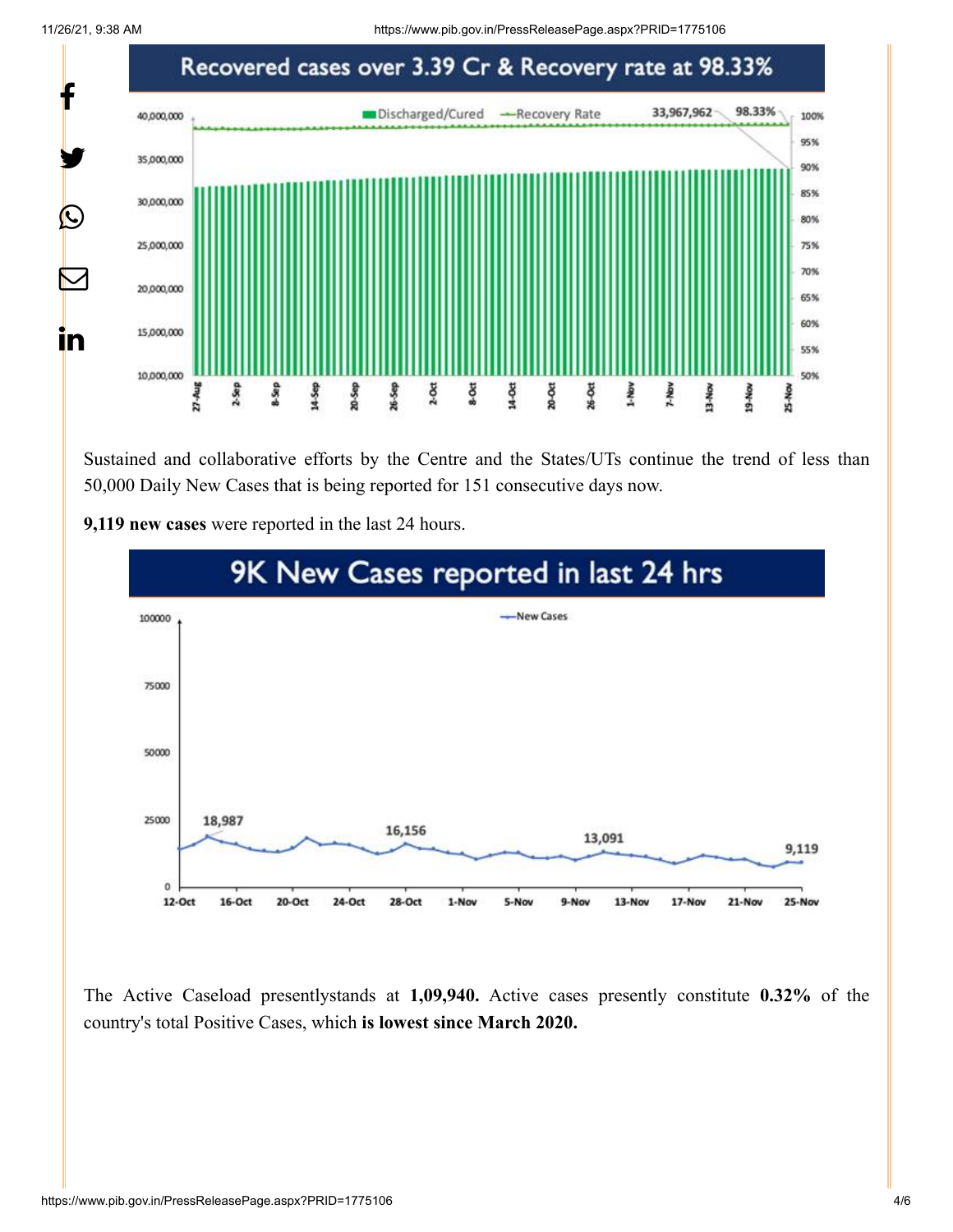## Recovered cases over 3.39 Cr & Recovery rate at 98.33%

Sustained and collaborative efforts by the Centre and the States/UTs continue the trend of less than 50,000 Daily New Cases that is being reported for 151 consecutive days now.

**9,119 new cases** were reported in the last 24 hours.

## 9K New Cases reported in last 24 hrs

The Active Caseload presentlystands at **1,09,940.** Active cases presently constitute **0.32%** of the country's total Positive Cases, which **is lowest since March 2020.**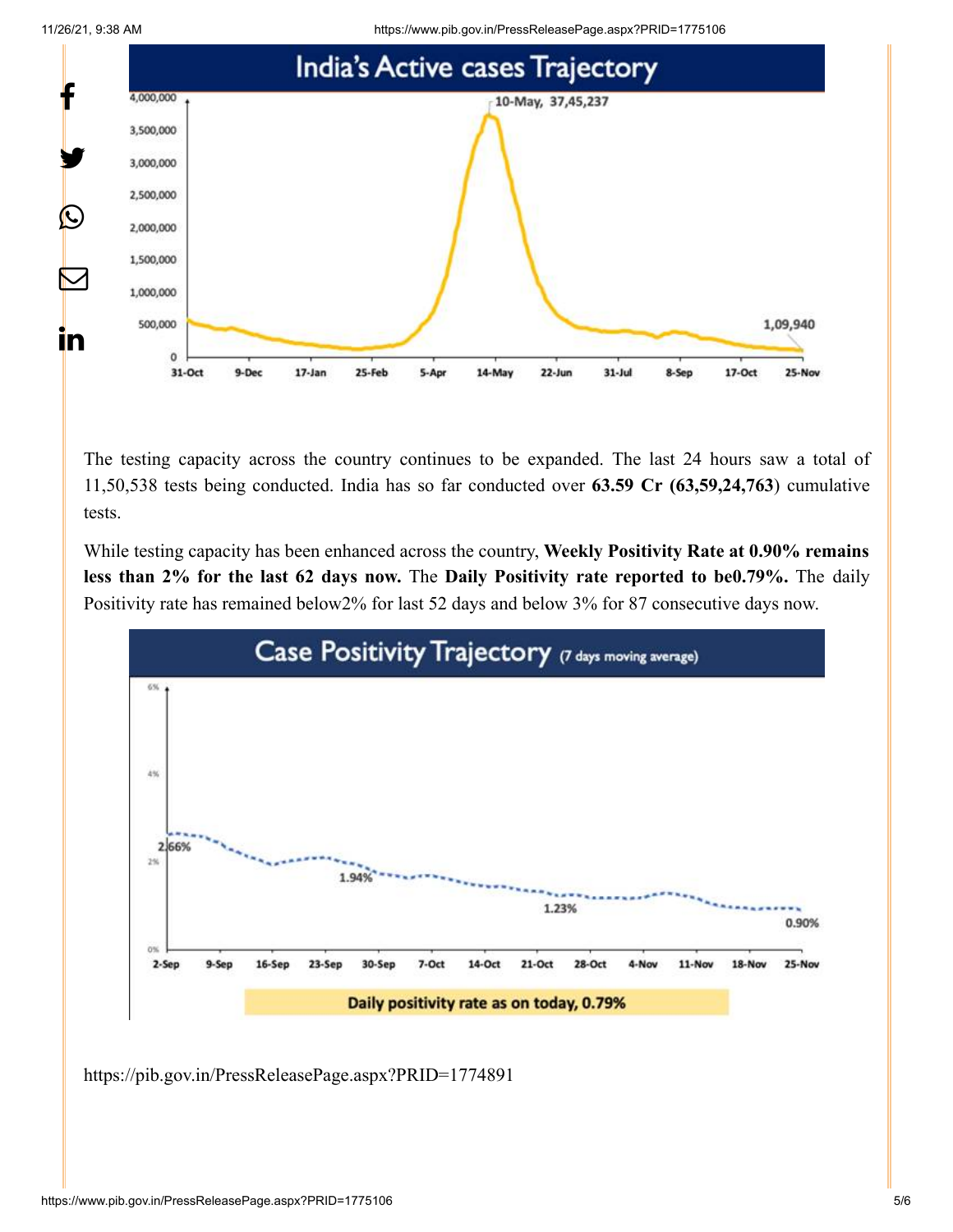## India's Active cases Trajectory

10-May, 37,45,237

1,09,940

The testing capacity across the country continues to be expanded. The last 24 hours saw a total of 11,50,538 tests being conducted. India has so far conducted over **63.59 Cr (63,59,24,763**) cumulative tests.

While testing capacity has been enhanced across the country, **Weekly Positivity Rate at 0.90% remains less than 2% for the last 62 days now.** The **Daily Positivity rate reported to be0.79%.** The daily Positivity rate has remained below2% for last 52 days and below 3% for 87 consecutive days now.

## Case Positivity Trajectory (7 days moving average)

2.66%

1.94%

1.23%

0.90%

Daily positivity rate as on today, 0.79%

https://pib.gov.in/PressReleasePage.aspx?PRID=1774891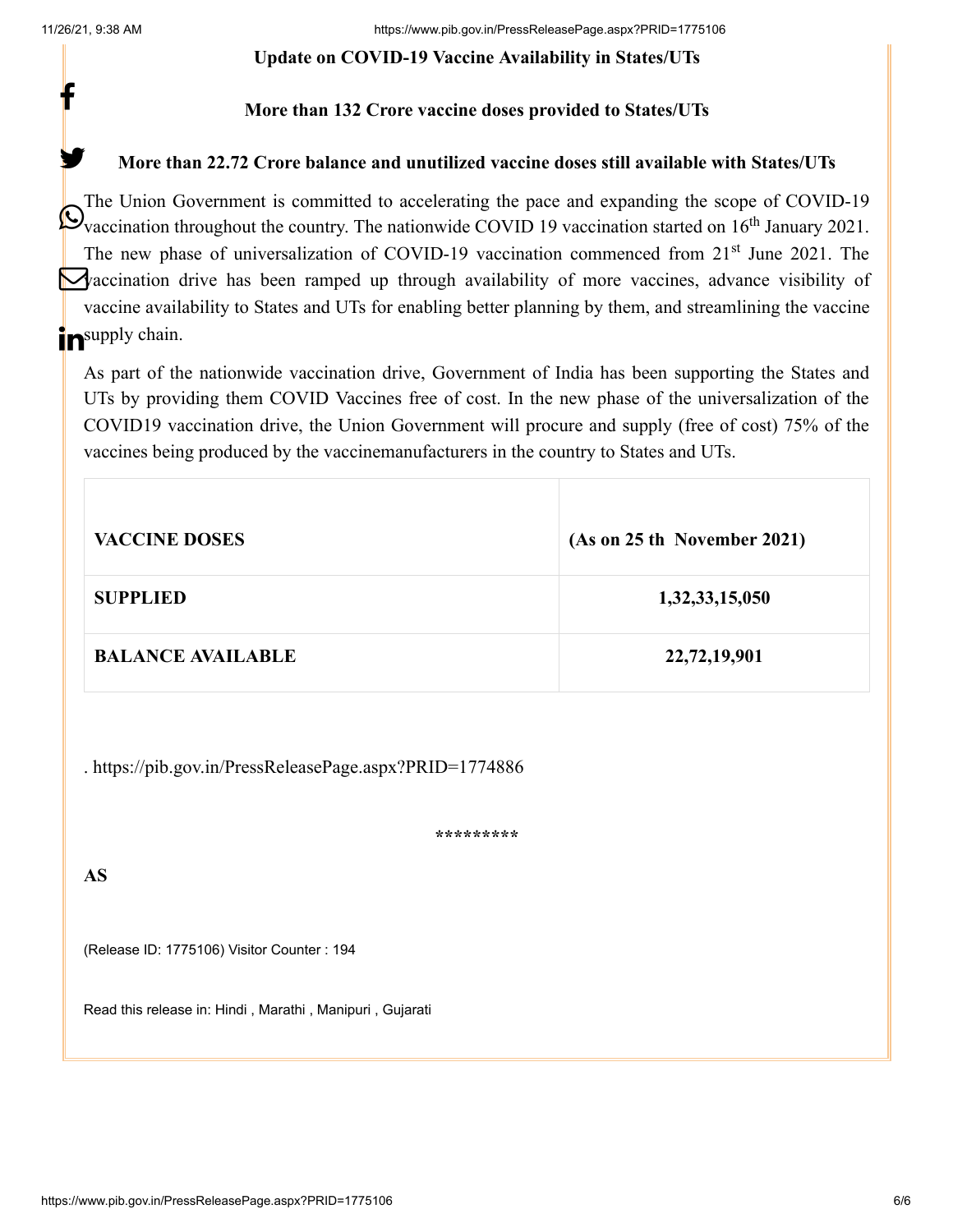**Update on COVID-19 Vaccine Availability in States/UTs**

**More than 132 Crore vaccine doses provided to States/UTs**

**More than 22.72 Crore balance and unutilized vaccine doses still available with States/UTs**

The Union Government is committed to accelerating the pace and expanding the scope of COVID-19 vaccination throughout the country. The nationwide COVID 19 vaccination started on 16th January 2021. The new phase of universalization of COVID-19 vaccination commenced from 21st June 2021. The vaccination drive has been ramped up through availability of more vaccines, advance visibility of vaccine availability to States and UTs for enabling better planning by them, and streamlining the vaccine supply chain.

As part of the nationwide vaccination drive, Government of India has been supporting the States and UTs by providing them COVID Vaccines free of cost. In the new phase of the universalization of the COVID19 vaccination drive, the Union Government will procure and supply (free of cost) 75% of the vaccines being produced by the vaccinemanufacturers in the country to States and UTs.

| **VACCINE DOSES** | **(As on 25 th November 2021)** |
|---|---|
| **SUPPLIED** | **1,32,33,15,050** |
| **BALANCE AVAILABLE** | **22,72,19,901** |

. https://pib.gov.in/PressReleasePage.aspx?PRID=1774886

\*\*\*\*\*\*\*\*\*

**AS**

(Release ID: 1775106) Visitor Counter : 194

Read this release in: Hindi , Marathi , Manipuri , Gujarati